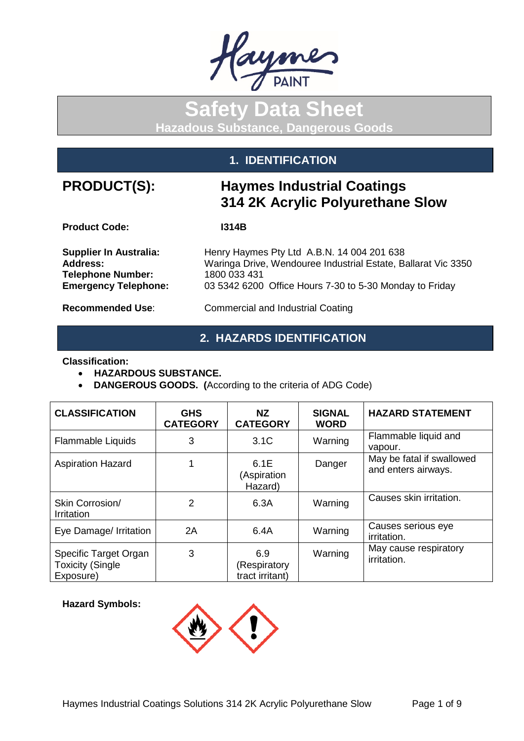# Safety Data Sheet

**Hazadous Substance, Dangerous Goods**

## 1. IDENTIFICATION

**PRODUCT(S):** **Haymes Industrial Coatings 314 2K Acrylic Polyurethane Slow**

**Product Code:** **I314B**

**Supplier In Australia:** Henry Haymes Pty Ltd A.B.N. 14 004 201 638
**Address:** Waringa Drive, Wendouree Industrial Estate, Ballarat Vic 3350
**Telephone Number:** 1800 033 431
**Emergency Telephone:** 03 5342 6200 Office Hours 7-30 to 5-30 Monday to Friday

**Recommended Use**: Commercial and Industrial Coating

## 2. HAZARDS IDENTIFICATION

**Classification:**

- **HAZARDOUS SUBSTANCE.**
- **DANGEROUS GOODS. (**According to the criteria of ADG Code)

| CLASSIFICATION | GHS CATEGORY | NZ CATEGORY | SIGNAL WORD | HAZARD STATEMENT |
|---|---|---|---|---|
| Flammable Liquids | 3 | 3.1C | Warning | Flammable liquid and vapour. |
| Aspiration Hazard | 1 | 6.1E (Aspiration Hazard) | Danger | May be fatal if swallowed and enters airways. |
| Skin Corrosion/ Irritation | 2 | 6.3A | Warning | Causes skin irritation. |
| Eye Damage/ Irritation | 2A | 6.4A | Warning | Causes serious eye irritation. |
| Specific Target Organ Toxicity (Single Exposure) | 3 | 6.9 (Respiratory tract irritant) | Warning | May cause respiratory irritation. |

**Hazard Symbols:**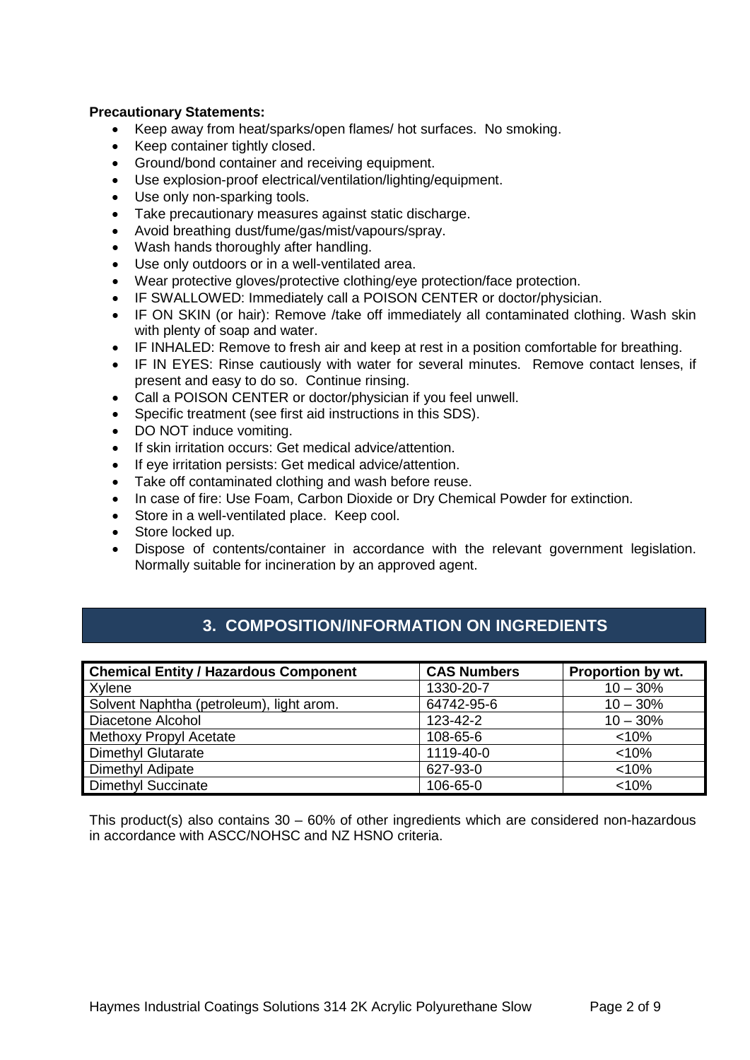**Precautionary Statements:**

- Keep away from heat/sparks/open flames/ hot surfaces. No smoking.
- Keep container tightly closed.
- Ground/bond container and receiving equipment.
- Use explosion-proof electrical/ventilation/lighting/equipment.
- Use only non-sparking tools.
- Take precautionary measures against static discharge.
- Avoid breathing dust/fume/gas/mist/vapours/spray.
- Wash hands thoroughly after handling.
- Use only outdoors or in a well-ventilated area.
- Wear protective gloves/protective clothing/eye protection/face protection.
- IF SWALLOWED: Immediately call a POISON CENTER or doctor/physician.
- IF ON SKIN (or hair): Remove /take off immediately all contaminated clothing. Wash skin with plenty of soap and water.
- IF INHALED: Remove to fresh air and keep at rest in a position comfortable for breathing.
- IF IN EYES: Rinse cautiously with water for several minutes. Remove contact lenses, if present and easy to do so. Continue rinsing.
- Call a POISON CENTER or doctor/physician if you feel unwell.
- Specific treatment (see first aid instructions in this SDS).
- DO NOT induce vomiting.
- If skin irritation occurs: Get medical advice/attention.
- If eye irritation persists: Get medical advice/attention.
- Take off contaminated clothing and wash before reuse.
- In case of fire: Use Foam, Carbon Dioxide or Dry Chemical Powder for extinction.
- Store in a well-ventilated place. Keep cool.
- Store locked up.
- Dispose of contents/container in accordance with the relevant government legislation. Normally suitable for incineration by an approved agent.

## 3. COMPOSITION/INFORMATION ON INGREDIENTS

| Chemical Entity / Hazardous Component | CAS Numbers | Proportion by wt. |
|---|---|---|
| Xylene | 1330-20-7 | 10 – 30% |
| Solvent Naphtha (petroleum), light arom. | 64742-95-6 | 10 – 30% |
| Diacetone Alcohol | 123-42-2 | 10 – 30% |
| Methoxy Propyl Acetate | 108-65-6 | <10% |
| Dimethyl Glutarate | 1119-40-0 | <10% |
| Dimethyl Adipate | 627-93-0 | <10% |
| Dimethyl Succinate | 106-65-0 | <10% |

This product(s) also contains 30 – 60% of other ingredients which are considered non-hazardous in accordance with ASCC/NOHSC and NZ HSNO criteria.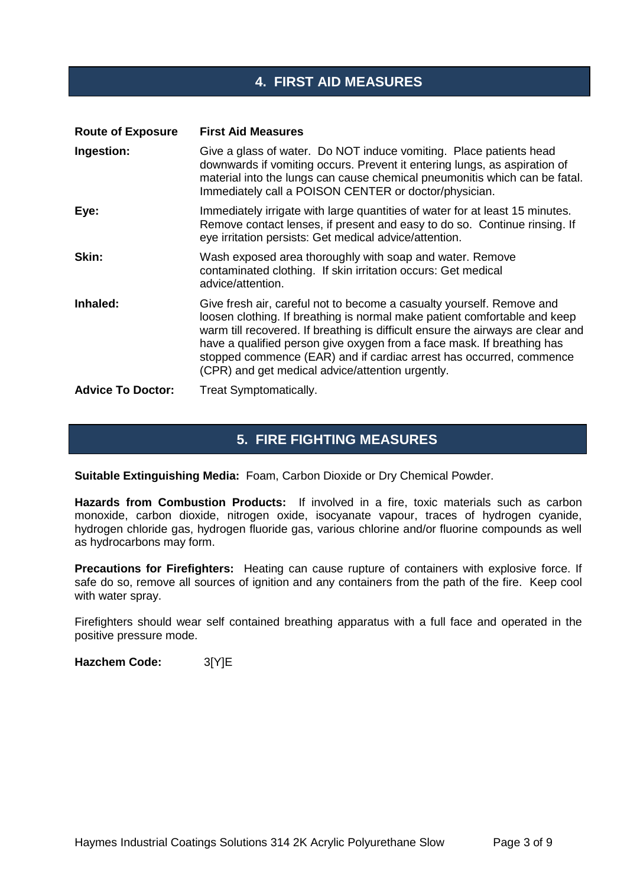## 4. FIRST AID MEASURES

| Route of Exposure | First Aid Measures |
| --- | --- |
| **Ingestion:** | Give a glass of water. Do NOT induce vomiting. Place patients head downwards if vomiting occurs. Prevent it entering lungs, as aspiration of material into the lungs can cause chemical pneumonitis which can be fatal. Immediately call a POISON CENTER or doctor/physician. |
| **Eye:** | Immediately irrigate with large quantities of water for at least 15 minutes. Remove contact lenses, if present and easy to do so. Continue rinsing. If eye irritation persists: Get medical advice/attention. |
| **Skin:** | Wash exposed area thoroughly with soap and water. Remove contaminated clothing. If skin irritation occurs: Get medical advice/attention. |
| **Inhaled:** | Give fresh air, careful not to become a casualty yourself. Remove and loosen clothing. If breathing is normal make patient comfortable and keep warm till recovered. If breathing is difficult ensure the airways are clear and have a qualified person give oxygen from a face mask. If breathing has stopped commence (EAR) and if cardiac arrest has occurred, commence (CPR) and get medical advice/attention urgently. |
| **Advice To Doctor:** | Treat Symptomatically. |

## 5. FIRE FIGHTING MEASURES

**Suitable Extinguishing Media:** Foam, Carbon Dioxide or Dry Chemical Powder.

**Hazards from Combustion Products:** If involved in a fire, toxic materials such as carbon monoxide, carbon dioxide, nitrogen oxide, isocyanate vapour, traces of hydrogen cyanide, hydrogen chloride gas, hydrogen fluoride gas, various chlorine and/or fluorine compounds as well as hydrocarbons may form.

**Precautions for Firefighters:** Heating can cause rupture of containers with explosive force. If safe do so, remove all sources of ignition and any containers from the path of the fire. Keep cool with water spray.

Firefighters should wear self contained breathing apparatus with a full face and operated in the positive pressure mode.

**Hazchem Code:** 3[Y]E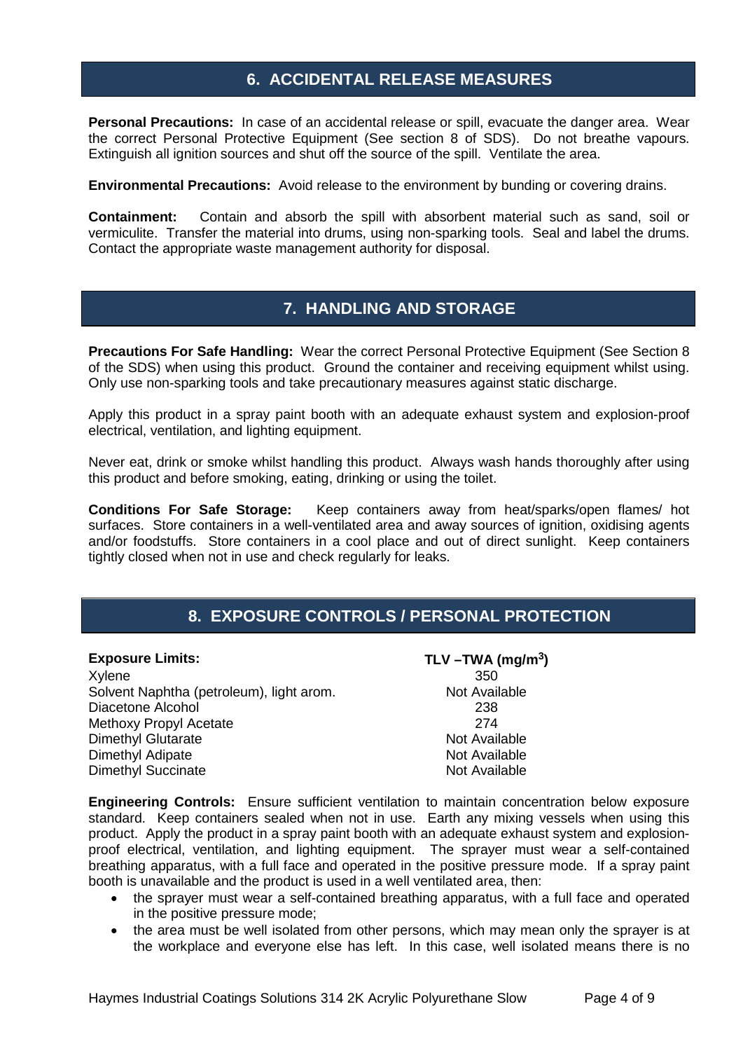## 6. ACCIDENTAL RELEASE MEASURES

**Personal Precautions:** In case of an accidental release or spill, evacuate the danger area. Wear the correct Personal Protective Equipment (See section 8 of SDS). Do not breathe vapours. Extinguish all ignition sources and shut off the source of the spill. Ventilate the area.

**Environmental Precautions:** Avoid release to the environment by bunding or covering drains.

**Containment:** Contain and absorb the spill with absorbent material such as sand, soil or vermiculite. Transfer the material into drums, using non-sparking tools. Seal and label the drums. Contact the appropriate waste management authority for disposal.

## 7. HANDLING AND STORAGE

**Precautions For Safe Handling:** Wear the correct Personal Protective Equipment (See Section 8 of the SDS) when using this product. Ground the container and receiving equipment whilst using. Only use non-sparking tools and take precautionary measures against static discharge.

Apply this product in a spray paint booth with an adequate exhaust system and explosion-proof electrical, ventilation, and lighting equipment.

Never eat, drink or smoke whilst handling this product. Always wash hands thoroughly after using this product and before smoking, eating, drinking or using the toilet.

**Conditions For Safe Storage:** Keep containers away from heat/sparks/open flames/ hot surfaces. Store containers in a well-ventilated area and away sources of ignition, oxidising agents and/or foodstuffs. Store containers in a cool place and out of direct sunlight. Keep containers tightly closed when not in use and check regularly for leaks.

## 8. EXPOSURE CONTROLS / PERSONAL PROTECTION

| **Exposure Limits:** | **TLV –TWA ($mg/m^3$)** |
|---|---|
| Xylene | 350 |
| Solvent Naphtha (petroleum), light arom. | Not Available |
| Diacetone Alcohol | 238 |
| Methoxy Propyl Acetate | 274 |
| Dimethyl Glutarate | Not Available |
| Dimethyl Adipate | Not Available |
| Dimethyl Succinate | Not Available |

**Engineering Controls:** Ensure sufficient ventilation to maintain concentration below exposure standard. Keep containers sealed when not in use. Earth any mixing vessels when using this product. Apply the product in a spray paint booth with an adequate exhaust system and explosion-proof electrical, ventilation, and lighting equipment. The sprayer must wear a self-contained breathing apparatus, with a full face and operated in the positive pressure mode. If a spray paint booth is unavailable and the product is used in a well ventilated area, then:

- the sprayer must wear a self-contained breathing apparatus, with a full face and operated in the positive pressure mode;
- the area must be well isolated from other persons, which may mean only the sprayer is at the workplace and everyone else has left. In this case, well isolated means there is no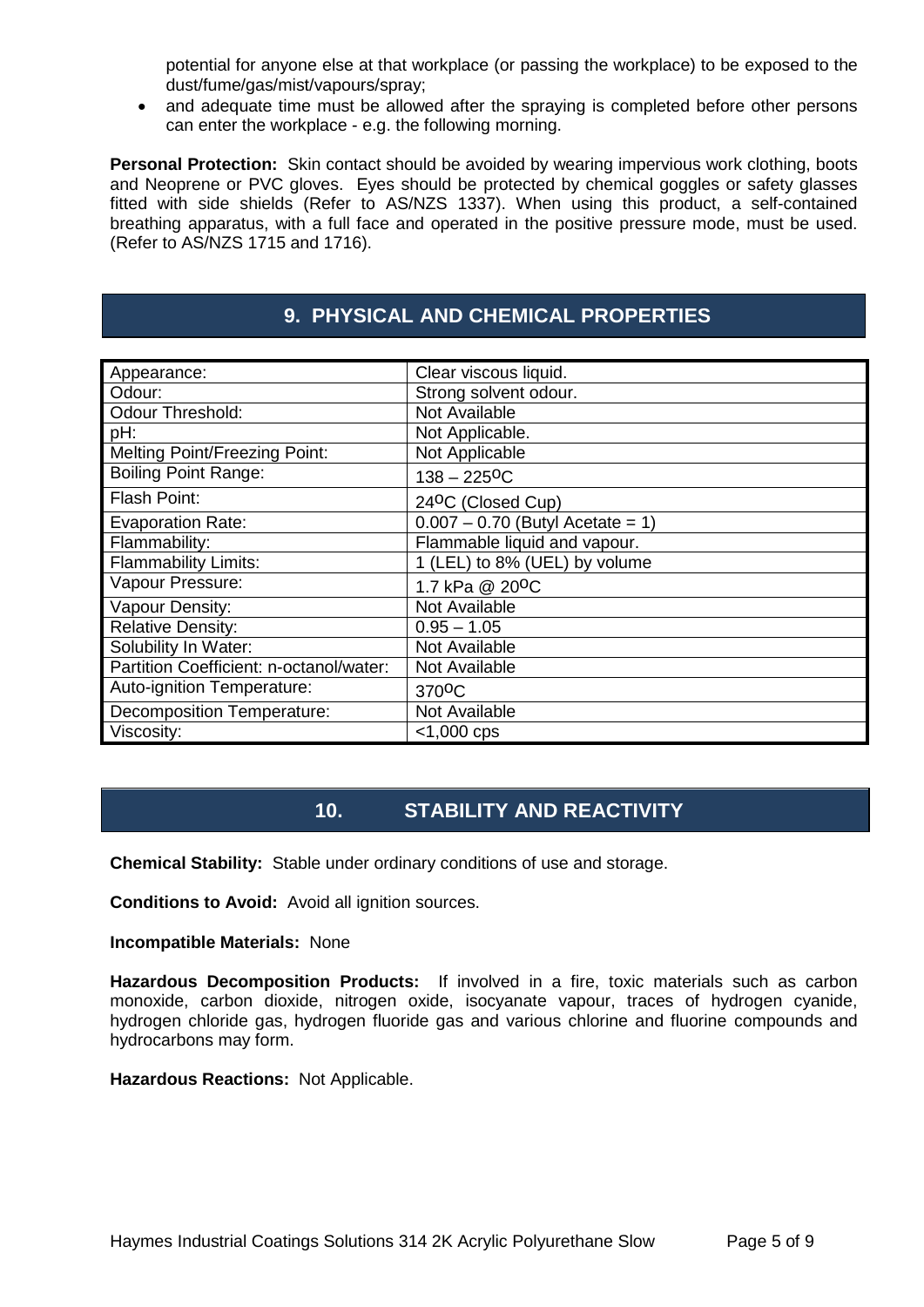potential for anyone else at that workplace (or passing the workplace) to be exposed to the dust/fume/gas/mist/vapours/spray;

- and adequate time must be allowed after the spraying is completed before other persons can enter the workplace - e.g. the following morning.

**Personal Protection:** Skin contact should be avoided by wearing impervious work clothing, boots and Neoprene or PVC gloves. Eyes should be protected by chemical goggles or safety glasses fitted with side shields (Refer to AS/NZS 1337). When using this product, a self-contained breathing apparatus, with a full face and operated in the positive pressure mode, must be used. (Refer to AS/NZS 1715 and 1716).

## 9. PHYSICAL AND CHEMICAL PROPERTIES

| Property | Value |
|---|---|
| Appearance: | Clear viscous liquid. |
| Odour: | Strong solvent odour. |
| Odour Threshold: | Not Available |
| pH: | Not Applicable. |
| Melting Point/Freezing Point: | Not Applicable |
| Boiling Point Range: | 138 – 225$^{o}$C |
| Flash Point: | 24$^{o}$C (Closed Cup) |
| Evaporation Rate: | 0.007 – 0.70 (Butyl Acetate = 1) |
| Flammability: | Flammable liquid and vapour. |
| Flammability Limits: | 1 (LEL) to 8% (UEL) by volume |
| Vapour Pressure: | 1.7 kPa @ 20$^{o}$C |
| Vapour Density: | Not Available |
| Relative Density: | 0.95 – 1.05 |
| Solubility In Water: | Not Available |
| Partition Coefficient: n-octanol/water: | Not Available |
| Auto-ignition Temperature: | 370$^{o}$C |
| Decomposition Temperature: | Not Available |
| Viscosity: | <1,000 cps |

## 10. STABILITY AND REACTIVITY

**Chemical Stability:** Stable under ordinary conditions of use and storage.

**Conditions to Avoid:** Avoid all ignition sources.

**Incompatible Materials:** None

**Hazardous Decomposition Products:** If involved in a fire, toxic materials such as carbon monoxide, carbon dioxide, nitrogen oxide, isocyanate vapour, traces of hydrogen cyanide, hydrogen chloride gas, hydrogen fluoride gas and various chlorine and fluorine compounds and hydrocarbons may form.

**Hazardous Reactions:** Not Applicable.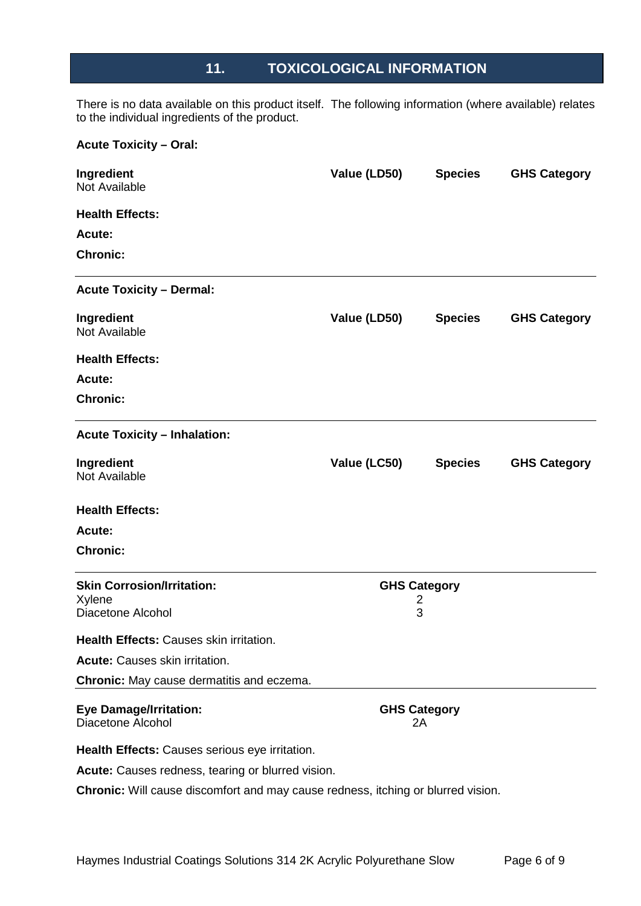## 11. TOXICOLOGICAL INFORMATION

There is no data available on this product itself. The following information (where available) relates to the individual ingredients of the product.

**Acute Toxicity – Oral:**

| Ingredient | Value (LD50) | Species | GHS Category |
|---|---|---|---|
| Not Available | | | |

**Health Effects:**

**Acute:**

**Chronic:**

---

**Acute Toxicity – Dermal:**

| Ingredient | Value (LD50) | Species | GHS Category |
|---|---|---|---|
| Not Available | | | |

**Health Effects:**

**Acute:**

**Chronic:**

---

**Acute Toxicity – Inhalation:**

| Ingredient | Value (LC50) | Species | GHS Category |
|---|---|---|---|
| Not Available | | | |

**Health Effects:**

**Acute:**

**Chronic:**

---

| Skin Corrosion/Irritation: | GHS Category |
|---|---|
| Xylene | 2 |
| Diacetone Alcohol | 3 |

**Health Effects:** Causes skin irritation.

**Acute:** Causes skin irritation.

**Chronic:** May cause dermatitis and eczema.

---

| Eye Damage/Irritation: | GHS Category |
|---|---|
| Diacetone Alcohol | 2A |

**Health Effects:** Causes serious eye irritation.

**Acute:** Causes redness, tearing or blurred vision.

**Chronic:** Will cause discomfort and may cause redness, itching or blurred vision.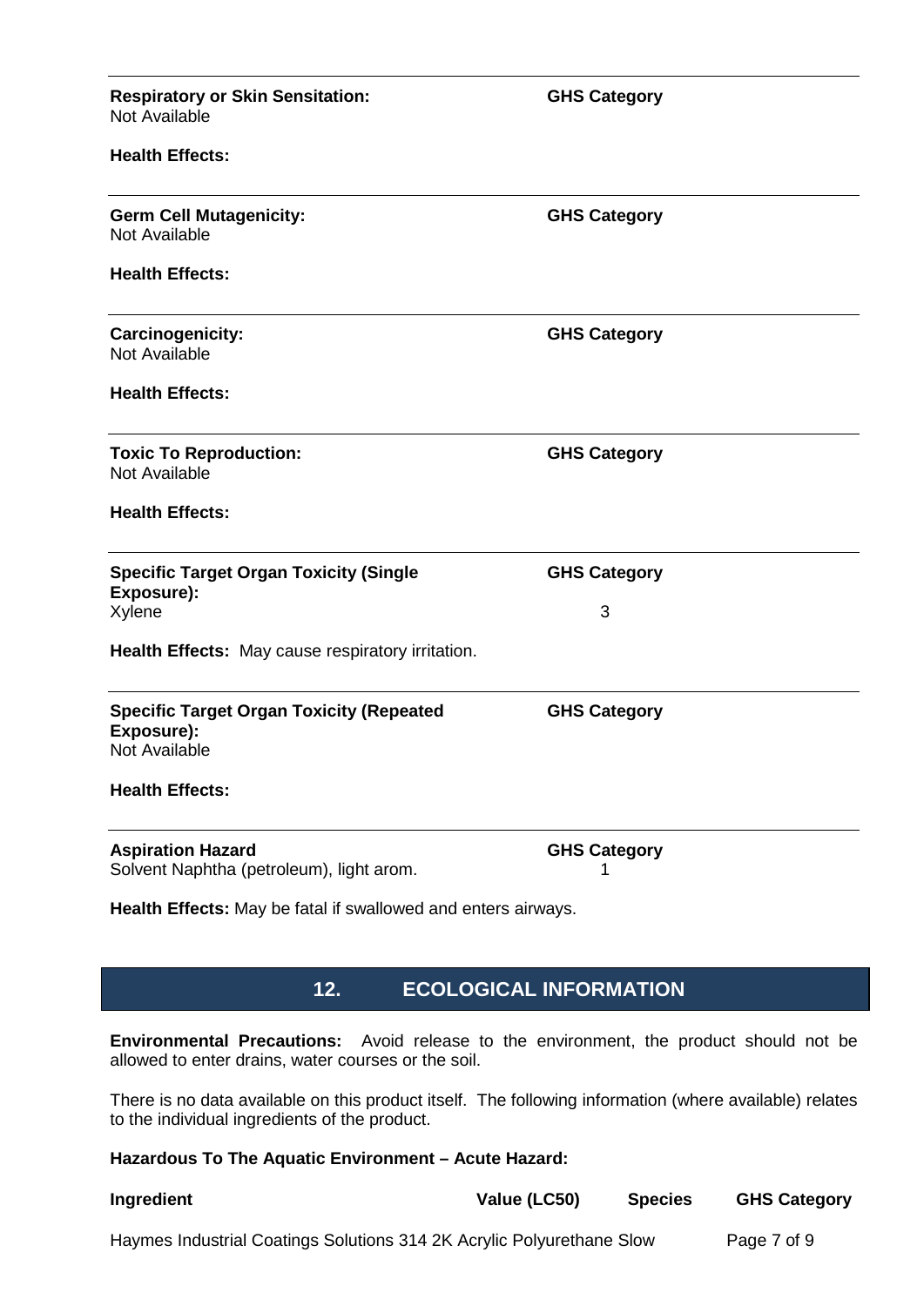**Respiratory or Skin Sensitation:** **GHS Category**
Not Available

**Health Effects:**

---

**Germ Cell Mutagenicity:** **GHS Category**
Not Available

**Health Effects:**

---

**Carcinogenicity:** **GHS Category**
Not Available

**Health Effects:**

---

**Toxic To Reproduction:** **GHS Category**
Not Available

**Health Effects:**

---

| **Specific Target Organ Toxicity (Single Exposure):** | **GHS Category** |
|---|---|
| Xylene | 3 |

**Health Effects:** May cause respiratory irritation.

---

**Specific Target Organ Toxicity (Repeated Exposure):** **GHS Category**
Not Available

**Health Effects:**

---

| **Aspiration Hazard** | **GHS Category** |
|---|---|
| Solvent Naphtha (petroleum), light arom. | 1 |

**Health Effects:** May be fatal if swallowed and enters airways.

## 12. ECOLOGICAL INFORMATION

**Environmental Precautions:** Avoid release to the environment, the product should not be allowed to enter drains, water courses or the soil.

There is no data available on this product itself. The following information (where available) relates to the individual ingredients of the product.

**Hazardous To The Aquatic Environment – Acute Hazard:**

| **Ingredient** | **Value (LC50)** | **Species** | **GHS Category** |
|---|---|---|---|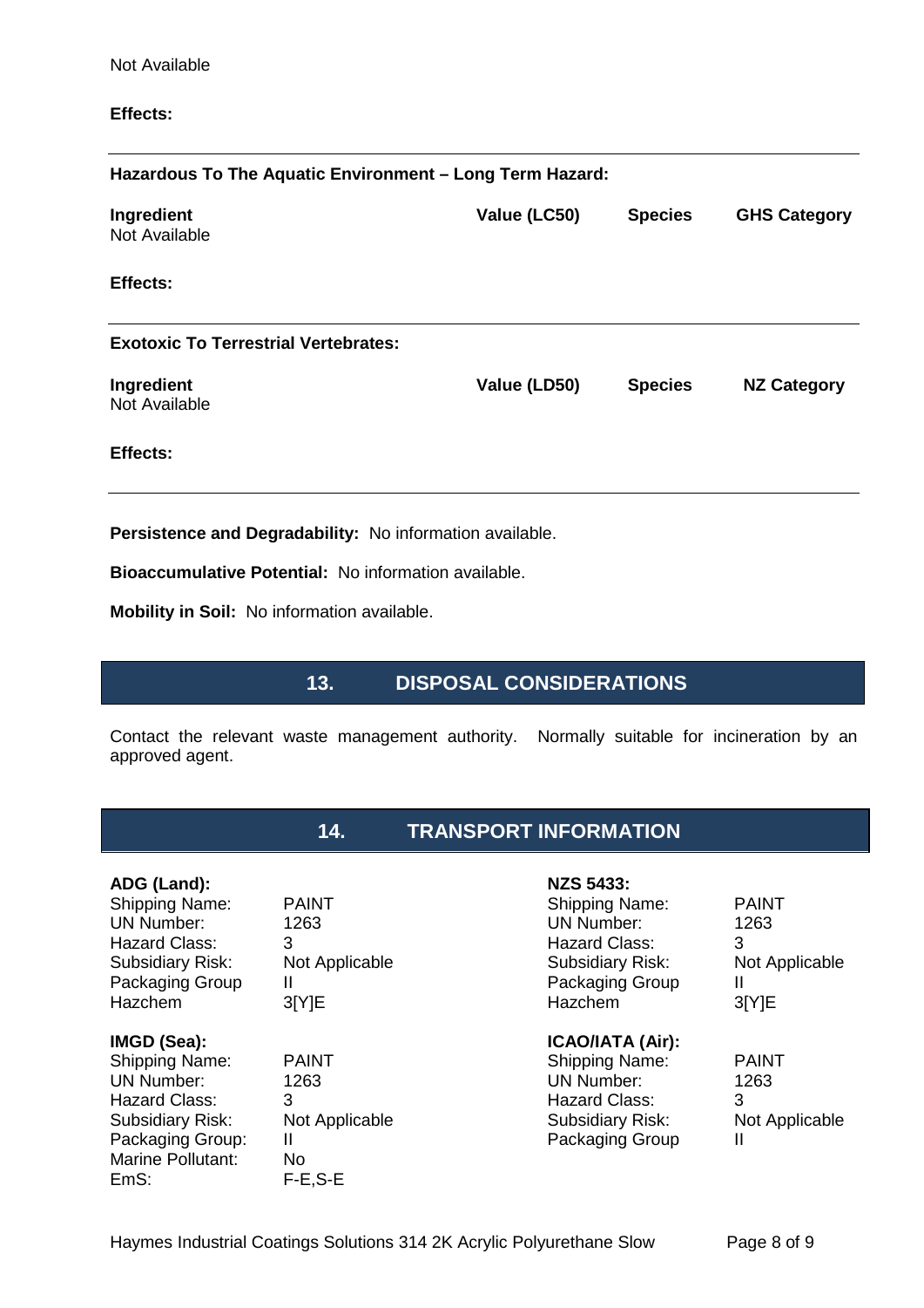Not Available

**Effects:**

---

**Hazardous To The Aquatic Environment – Long Term Hazard:**

| Ingredient | Value (LC50) | Species | GHS Category |
|---|---|---|---|
| Not Available | | | |

**Effects:**

---

**Exotoxic To Terrestrial Vertebrates:**

| Ingredient | Value (LD50) | Species | NZ Category |
|---|---|---|---|
| Not Available | | | |

**Effects:**

---

**Persistence and Degradability:** No information available.

**Bioaccumulative Potential:** No information available.

**Mobility in Soil:** No information available.

## 13. DISPOSAL CONSIDERATIONS

Contact the relevant waste management authority. Normally suitable for incineration by an approved agent.

## 14. TRANSPORT INFORMATION

**ADG (Land):**

| | |
|---|---|
| Shipping Name: | PAINT |
| UN Number: | 1263 |
| Hazard Class: | 3 |
| Subsidiary Risk: | Not Applicable |
| Packaging Group | II |
| Hazchem | 3[Y]E |

**IMGD (Sea):**

| | |
|---|---|
| Shipping Name: | PAINT |
| UN Number: | 1263 |
| Hazard Class: | 3 |
| Subsidiary Risk: | Not Applicable |
| Packaging Group: | II |
| Marine Pollutant: | No |
| EmS: | F-E,S-E |

**NZS 5433:**

| | |
|---|---|
| Shipping Name: | PAINT |
| UN Number: | 1263 |
| Hazard Class: | 3 |
| Subsidiary Risk: | Not Applicable |
| Packaging Group | II |
| Hazchem | 3[Y]E |

**ICAO/IATA (Air):**

| | |
|---|---|
| Shipping Name: | PAINT |
| UN Number: | 1263 |
| Hazard Class: | 3 |
| Subsidiary Risk: | Not Applicable |
| Packaging Group | II |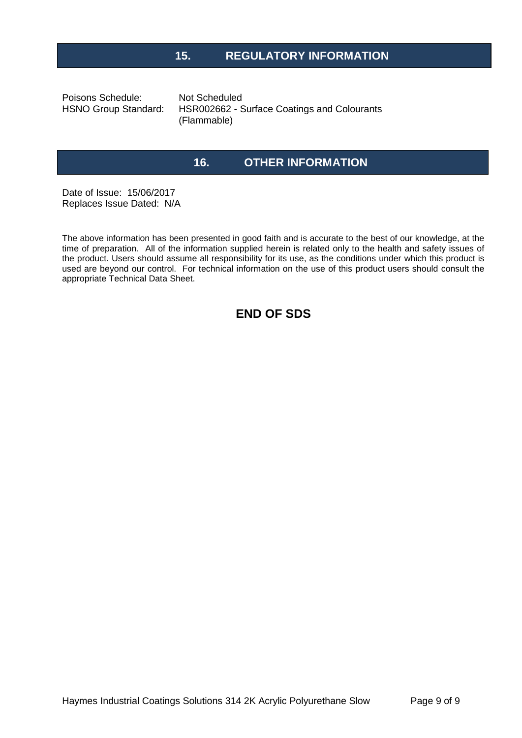## 15. REGULATORY INFORMATION

Poisons Schedule: Not Scheduled
HSNO Group Standard: HSR002662 - Surface Coatings and Colourants (Flammable)

## 16. OTHER INFORMATION

Date of Issue: 15/06/2017
Replaces Issue Dated: N/A

The above information has been presented in good faith and is accurate to the best of our knowledge, at the time of preparation. All of the information supplied herein is related only to the health and safety issues of the product. Users should assume all responsibility for its use, as the conditions under which this product is used are beyond our control. For technical information on the use of this product users should consult the appropriate Technical Data Sheet.

**END OF SDS**